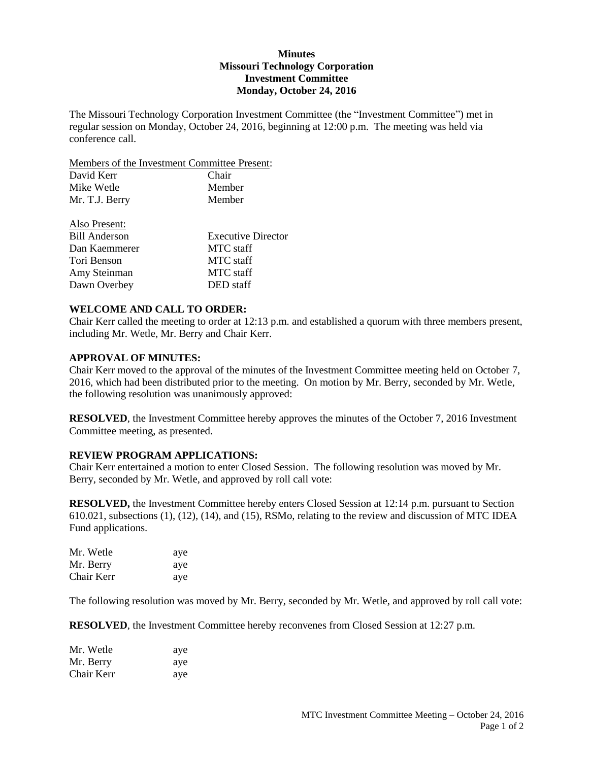**Minutes**
**Missouri Technology Corporation**
**Investment Committee**
**Monday, October 24, 2016**

The Missouri Technology Corporation Investment Committee (the "Investment Committee") met in regular session on Monday, October 24, 2016, beginning at 12:00 p.m. The meeting was held via conference call.

Members of the Investment Committee Present:

| | |
|---|---|
| David Kerr | Chair |
| Mike Wetle | Member |
| Mr. T.J. Berry | Member |

Also Present:

| | |
|---|---|
| Bill Anderson | Executive Director |
| Dan Kaemmerer | MTC staff |
| Tori Benson | MTC staff |
| Amy Steinman | MTC staff |
| Dawn Overbey | DED staff |

**WELCOME AND CALL TO ORDER:**
Chair Kerr called the meeting to order at 12:13 p.m. and established a quorum with three members present, including Mr. Wetle, Mr. Berry and Chair Kerr.

**APPROVAL OF MINUTES:**
Chair Kerr moved to the approval of the minutes of the Investment Committee meeting held on October 7, 2016, which had been distributed prior to the meeting. On motion by Mr. Berry, seconded by Mr. Wetle, the following resolution was unanimously approved:

**RESOLVED**, the Investment Committee hereby approves the minutes of the October 7, 2016 Investment Committee meeting, as presented.

**REVIEW PROGRAM APPLICATIONS:**
Chair Kerr entertained a motion to enter Closed Session. The following resolution was moved by Mr. Berry, seconded by Mr. Wetle, and approved by roll call vote:

**RESOLVED,** the Investment Committee hereby enters Closed Session at 12:14 p.m. pursuant to Section 610.021, subsections (1), (12), (14), and (15), RSMo, relating to the review and discussion of MTC IDEA Fund applications.

| | |
|---|---|
| Mr. Wetle | aye |
| Mr. Berry | aye |
| Chair Kerr | aye |

The following resolution was moved by Mr. Berry, seconded by Mr. Wetle, and approved by roll call vote:

**RESOLVED**, the Investment Committee hereby reconvenes from Closed Session at 12:27 p.m.

| | |
|---|---|
| Mr. Wetle | aye |
| Mr. Berry | aye |
| Chair Kerr | aye |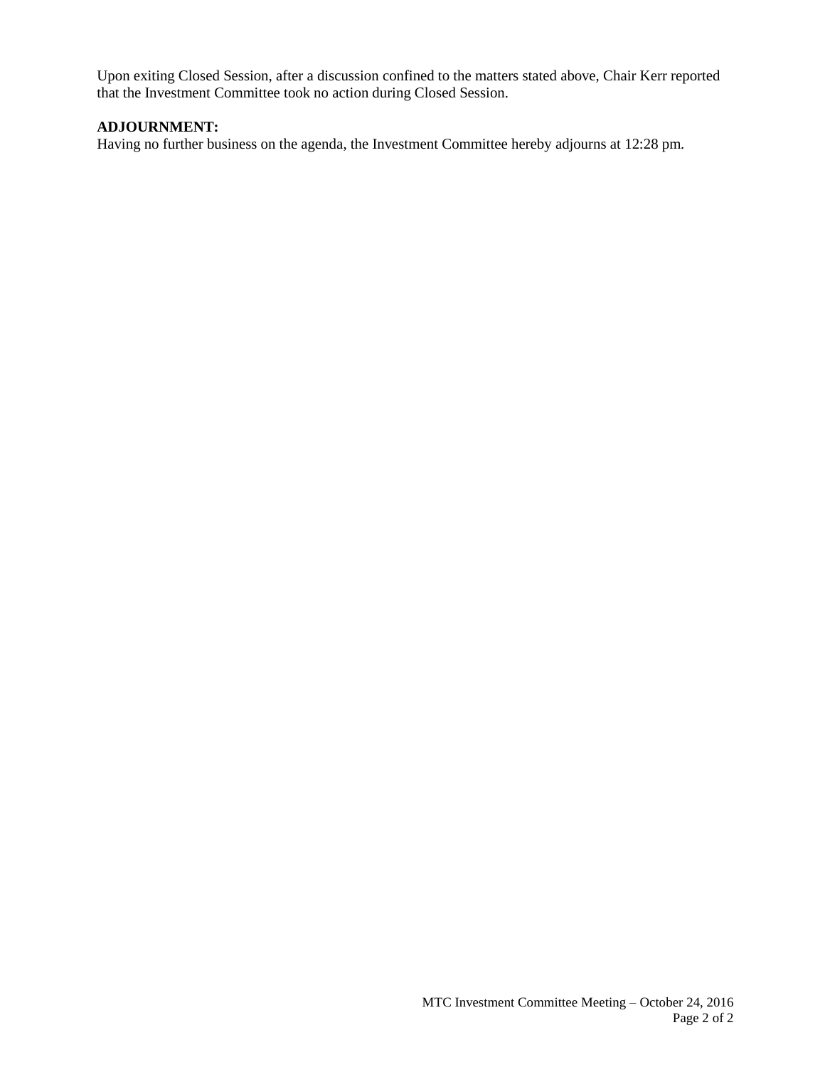Upon exiting Closed Session, after a discussion confined to the matters stated above, Chair Kerr reported that the Investment Committee took no action during Closed Session.

**ADJOURNMENT:**
Having no further business on the agenda, the Investment Committee hereby adjourns at 12:28 pm.